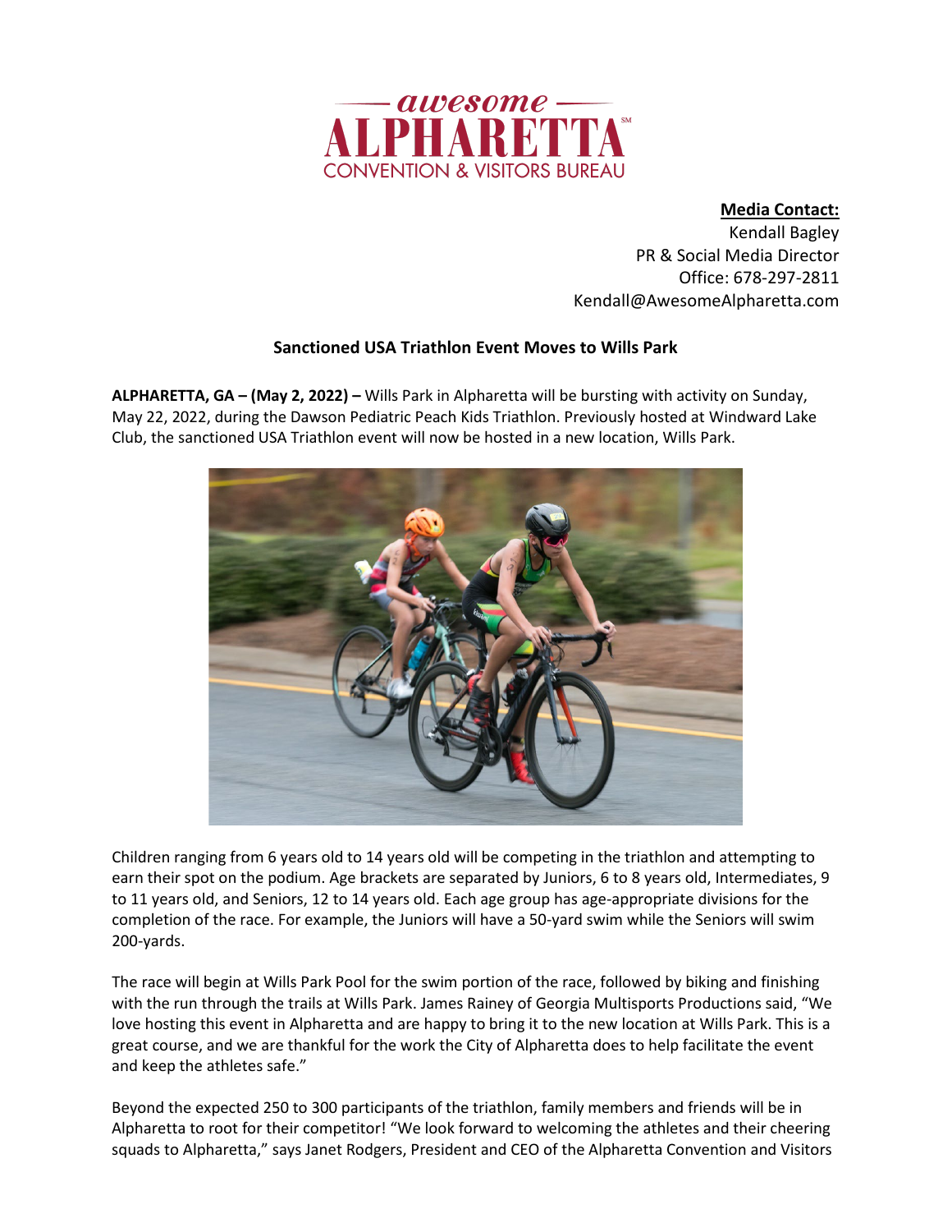awesome ALPHARETTA CONVENTION & VISITORS BUREAU

**Media Contact:**
Kendall Bagley
PR & Social Media Director
Office: 678-297-2811
Kendall@AwesomeAlpharetta.com

## Sanctioned USA Triathlon Event Moves to Wills Park

**ALPHARETTA, GA – (May 2, 2022) –** Wills Park in Alpharetta will be bursting with activity on Sunday, May 22, 2022, during the Dawson Pediatric Peach Kids Triathlon. Previously hosted at Windward Lake Club, the sanctioned USA Triathlon event will now be hosted in a new location, Wills Park.

Children ranging from 6 years old to 14 years old will be competing in the triathlon and attempting to earn their spot on the podium. Age brackets are separated by Juniors, 6 to 8 years old, Intermediates, 9 to 11 years old, and Seniors, 12 to 14 years old. Each age group has age-appropriate divisions for the completion of the race. For example, the Juniors will have a 50-yard swim while the Seniors will swim 200-yards.

The race will begin at Wills Park Pool for the swim portion of the race, followed by biking and finishing with the run through the trails at Wills Park. James Rainey of Georgia Multisports Productions said, "We love hosting this event in Alpharetta and are happy to bring it to the new location at Wills Park. This is a great course, and we are thankful for the work the City of Alpharetta does to help facilitate the event and keep the athletes safe."

Beyond the expected 250 to 300 participants of the triathlon, family members and friends will be in Alpharetta to root for their competitor! "We look forward to welcoming the athletes and their cheering squads to Alpharetta," says Janet Rodgers, President and CEO of the Alpharetta Convention and Visitors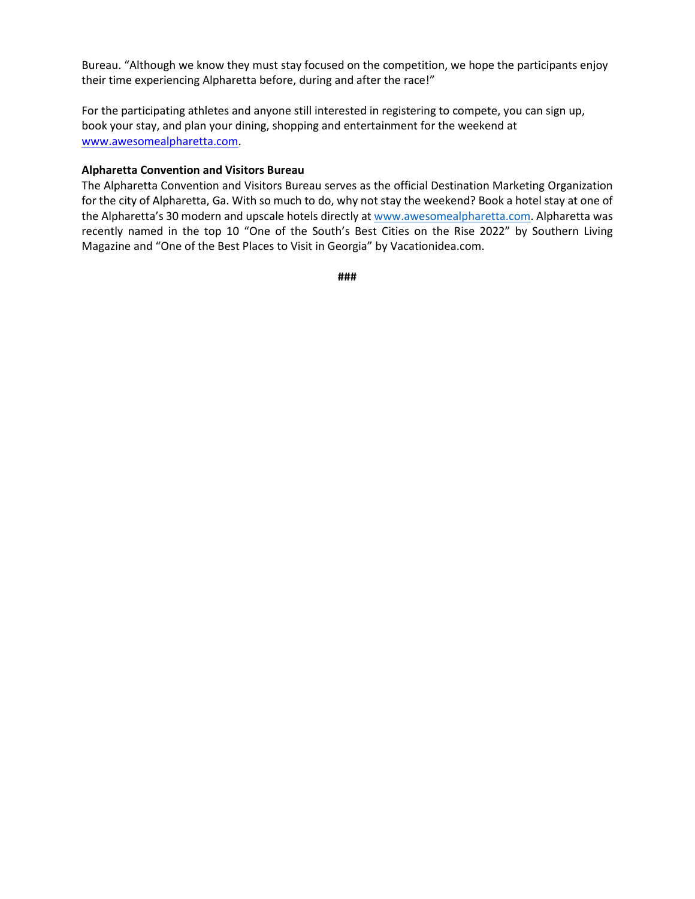Bureau. “Although we know they must stay focused on the competition, we hope the participants enjoy their time experiencing Alpharetta before, during and after the race!”

For the participating athletes and anyone still interested in registering to compete, you can sign up, book your stay, and plan your dining, shopping and entertainment for the weekend at www.awesomealpharetta.com.

**Alpharetta Convention and Visitors Bureau**

The Alpharetta Convention and Visitors Bureau serves as the official Destination Marketing Organization for the city of Alpharetta, Ga. With so much to do, why not stay the weekend? Book a hotel stay at one of the Alpharetta’s 30 modern and upscale hotels directly at www.awesomealpharetta.com. Alpharetta was recently named in the top 10 “One of the South’s Best Cities on the Rise 2022” by Southern Living Magazine and “One of the Best Places to Visit in Georgia” by Vacationidea.com.

**###**